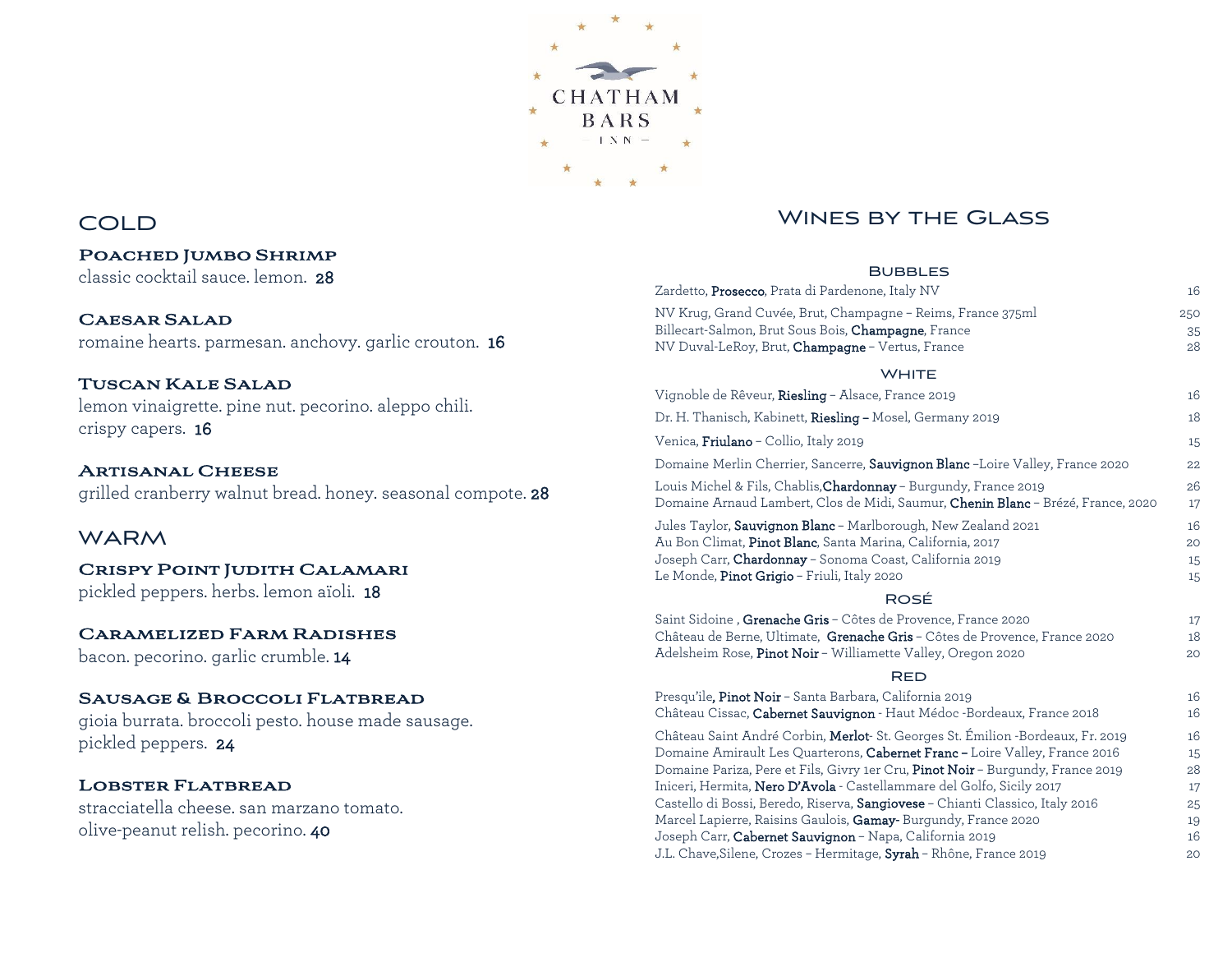CHATHAM
BARS
— INN —

# COLD

### Poached Jumbo Shrimp
classic cocktail sauce. lemon. **28**

### Caesar Salad
romaine hearts. parmesan. anchovy. garlic crouton. **16**

### Tuscan Kale Salad
lemon vinaigrette. pine nut. pecorino. aleppo chili. crispy capers. **16**

### Artisanal Cheese
grilled cranberry walnut bread. honey. seasonal compote. **28**

# WARM

### Crispy Point Judith Calamari
pickled peppers. herbs. lemon aïoli. **18**

### Caramelized Farm Radishes
bacon. pecorino. garlic crumble. **14**

### Sausage & Broccoli Flatbread
gioia burrata. broccoli pesto. house made sausage. pickled peppers. **24**

### Lobster Flatbread
stracciatella cheese. san marzano tomato. olive-peanut relish. pecorino. **40**

# Wines by the Glass

## Bubbles

| | |
|---|---|
| Zardetto, **Prosecco**, Prata di Pardenone, Italy NV | 16 |
| NV Krug, Grand Cuvée, Brut, Champagne – Reims, France 375ml | 250 |
| Billecart-Salmon, Brut Sous Bois, **Champagne**, France | 35 |
| NV Duval-LeRoy, Brut, **Champagne** – Vertus, France | 28 |

## White

| | |
|---|---|
| Vignoble de Rêveur, **Riesling** – Alsace, France 2019 | 16 |
| Dr. H. Thanisch, Kabinett, **Riesling –** Mosel, Germany 2019 | 18 |
| Venica, **Friulano** – Collio, Italy 2019 | 15 |
| Domaine Merlin Cherrier, Sancerre, **Sauvignon Blanc** –Loire Valley, France 2020 | 22 |
| Louis Michel & Fils, Chablis,**Chardonnay** – Burgundy, France 2019 | 26 |
| Domaine Arnaud Lambert, Clos de Midi, Saumur, **Chenin Blanc** – Brézé, France, 2020 | 17 |
| Jules Taylor, **Sauvignon Blanc** – Marlborough, New Zealand 2021 | 16 |
| Au Bon Climat, **Pinot Blanc**, Santa Marina, California, 2017 | 20 |
| Joseph Carr, **Chardonnay** – Sonoma Coast, California 2019 | 15 |
| Le Monde, **Pinot Grigio** – Friuli, Italy 2020 | 15 |

## Rosé

| | |
|---|---|
| Saint Sidoine , **Grenache Gris** – Côtes de Provence, France 2020 | 17 |
| Château de Berne, Ultimate, **Grenache Gris** – Côtes de Provence, France 2020 | 18 |
| Adelsheim Rose, **Pinot Noir** – Williamette Valley, Oregon 2020 | 20 |

## Red

| | |
|---|---|
| Presqu'ile, **Pinot Noir** – Santa Barbara, California 2019 | 16 |
| Château Cissac, **Cabernet Sauvignon** - Haut Médoc -Bordeaux, France 2018 | 16 |
| Château Saint André Corbin, **Merlot**- St. Georges St. Émilion -Bordeaux, Fr. 2019 | 16 |
| Domaine Amirault Les Quarterons, **Cabernet Franc –** Loire Valley, France 2016 | 15 |
| Domaine Pariza, Pere et Fils, Givry 1er Cru, **Pinot Noir** – Burgundy, France 2019 | 28 |
| Iniceri, Hermita, **Nero D'Avola** - Castellammare del Golfo, Sicily 2017 | 17 |
| Castello di Bossi, Beredo, Riserva, **Sangiovese** – Chianti Classico, Italy 2016 | 25 |
| Marcel Lapierre, Raisins Gaulois, **Gamay-** Burgundy, France 2020 | 19 |
| Joseph Carr, **Cabernet Sauvignon** – Napa, California 2019 | 16 |
| J.L. Chave,Silene, Crozes – Hermitage, **Syrah** – Rhône, France 2019 | 20 |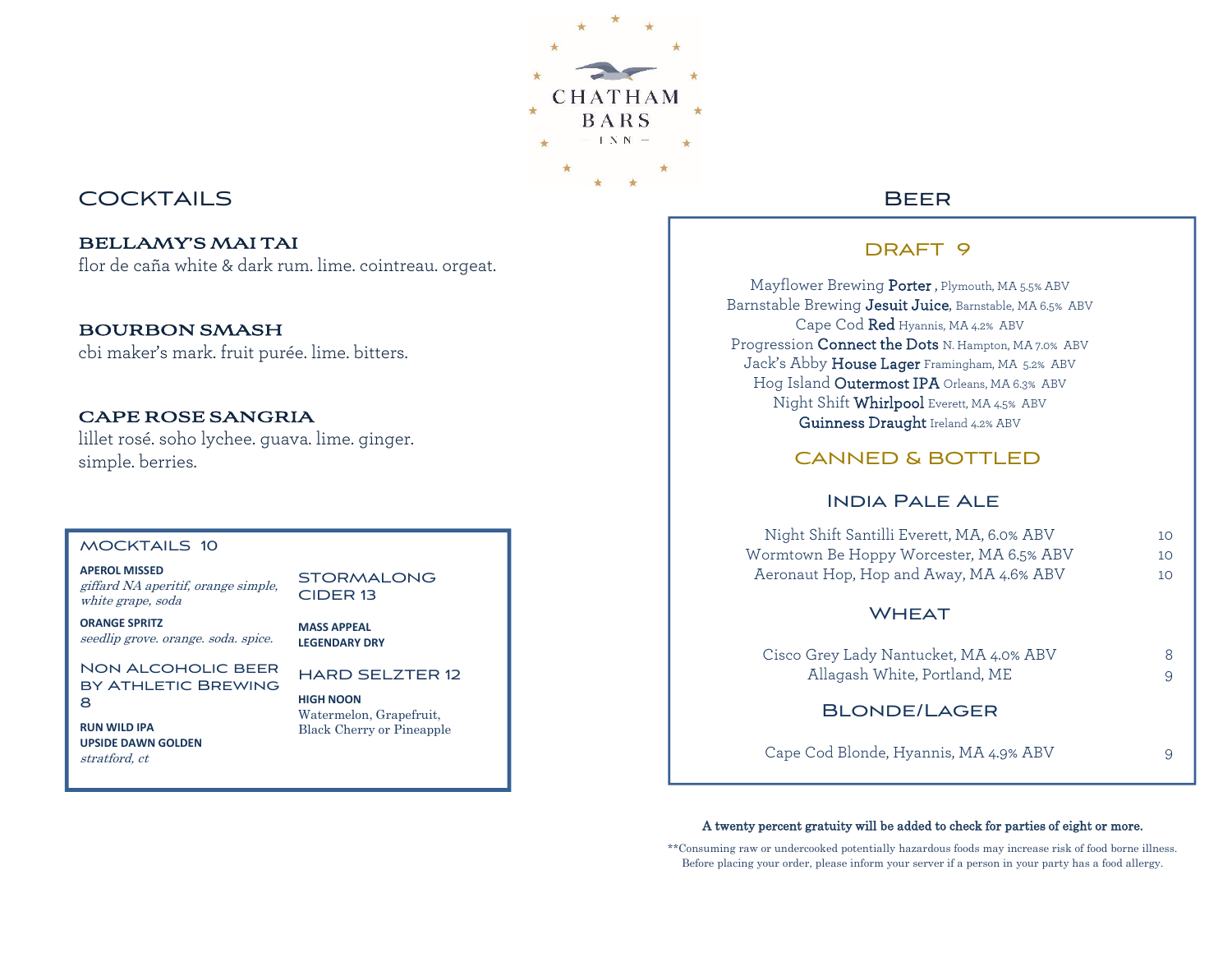CHATHAM BARS INN

## COCKTAILS

**BELLAMY'S MAI TAI**
flor de caña white & dark rum. lime. cointreau. orgeat.

**BOURBON SMASH**
cbi maker's mark. fruit purée. lime. bitters.

**CAPE ROSE SANGRIA**
lillet rosé. soho lychee. guava. lime. ginger. simple. berries.

### MOCKTAILS 10

**APEROL MISSED**
*giffard NA aperitif, orange simple, white grape, soda*

**ORANGE SPRITZ**
*seedlip grove. orange. soda. spice.*

### NON ALCOHOLIC BEER BY ATHLETIC BREWING 8

**RUN WILD IPA**
**UPSIDE DAWN GOLDEN**
*stratford, ct*

### STORMALONG CIDER 13

**MASS APPEAL**
**LEGENDARY DRY**

### HARD SELZTER 12

**HIGH NOON**
Watermelon, Grapefruit, Black Cherry or Pineapple

## BEER

### DRAFT 9

Mayflower Brewing **Porter** , Plymouth, MA 5.5% ABV
Barnstable Brewing **Jesuit Juice**, Barnstable, MA 6.5% ABV
Cape Cod **Red** Hyannis, MA 4.2% ABV
Progression **Connect the Dots** N. Hampton, MA 7.0% ABV
Jack's Abby **House Lager** Framingham, MA 5.2% ABV
Hog Island **Outermost IPA** Orleans, MA 6.3% ABV
Night Shift **Whirlpool** Everett, MA 4.5% ABV
**Guinness Draught** Ireland 4.2% ABV

### CANNED & BOTTLED

#### India Pale Ale

| | |
|---|---|
| Night Shift Santilli Everett, MA, 6.0% ABV | 10 |
| Wormtown Be Hoppy Worcester, MA 6.5% ABV | 10 |
| Aeronaut Hop, Hop and Away, MA 4.6% ABV | 10 |

#### Wheat

| | |
|---|---|
| Cisco Grey Lady Nantucket, MA 4.0% ABV | 8 |
| Allagash White, Portland, ME | 9 |

#### Blonde/Lager

| | |
|---|---|
| Cape Cod Blonde, Hyannis, MA 4.9% ABV | 9 |

**A twenty percent gratuity will be added to check for parties of eight or more.**

**Consuming raw or undercooked potentially hazardous foods may increase risk of food borne illness. Before placing your order, please inform your server if a person in your party has a food allergy.